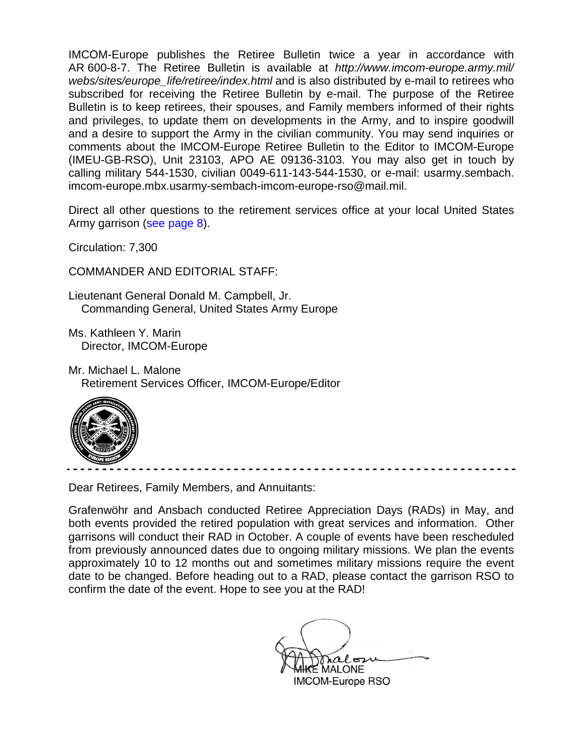IMCOM-Europe publishes the Retiree Bulletin twice a year in accordance with AR 600-8-7. The Retiree Bulletin is available at *http://www.imcom-europe.army.mil/webs/sites/europe_life/retiree/index.html* and is also distributed by e-mail to retirees who subscribed for receiving the Retiree Bulletin by e-mail. The purpose of the Retiree Bulletin is to keep retirees, their spouses, and Family members informed of their rights and privileges, to update them on developments in the Army, and to inspire goodwill and a desire to support the Army in the civilian community. You may send inquiries or comments about the IMCOM-Europe Retiree Bulletin to the Editor to IMCOM-Europe (IMEU-GB-RSO), Unit 23103, APO AE 09136-3103. You may also get in touch by calling military 544-1530, civilian 0049-611-143-544-1530, or e-mail: usarmy.sembach.imcom-europe.mbx.usarmy-sembach-imcom-europe-rso@mail.mil.

Direct all other questions to the retirement services office at your local United States Army garrison (see page 8).

Circulation: 7,300

COMMANDER AND EDITORIAL STAFF:

Lieutenant General Donald M. Campbell, Jr.
Commanding General, United States Army Europe

Ms. Kathleen Y. Marin
Director, IMCOM-Europe

Mr. Michael L. Malone
Retirement Services Officer, IMCOM-Europe/Editor

---

Dear Retirees, Family Members, and Annuitants:

Grafenwöhr and Ansbach conducted Retiree Appreciation Days (RADs) in May, and both events provided the retired population with great services and information. Other garrisons will conduct their RAD in October. A couple of events have been rescheduled from previously announced dates due to ongoing military missions. We plan the events approximately 10 to 12 months out and sometimes military missions require the event date to be changed. Before heading out to a RAD, please contact the garrison RSO to confirm the date of the event. Hope to see you at the RAD!

MIKE MALONE
IMCOM-Europe RSO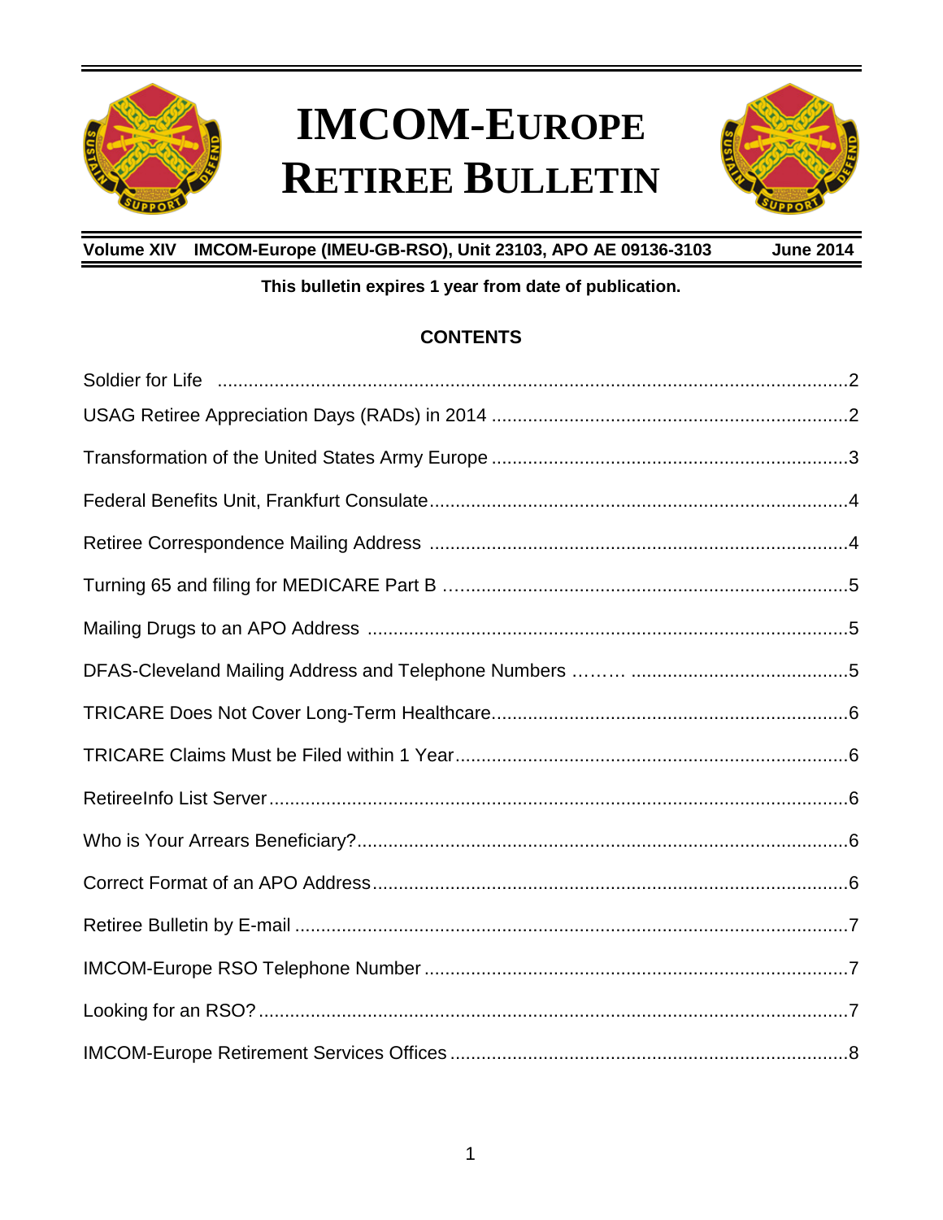# IMCOM-EUROPE RETIREE BULLETIN

**Volume XIV IMCOM-Europe (IMEU-GB-RSO), Unit 23103, APO AE 09136-3103 June 2014**

**This bulletin expires 1 year from date of publication.**

## CONTENTS

Soldier for Life ........................................................................................................2

USAG Retiree Appreciation Days (RADs) in 2014 ....................................................2

Transformation of the United States Army Europe ....................................................3

Federal Benefits Unit, Frankfurt Consulate................................................................4

Retiree Correspondence Mailing Address .................................................................4

Turning 65 and filing for MEDICARE Part B ..............................................................5

Mailing Drugs to an APO Address ............................................................................5

DFAS-Cleveland Mailing Address and Telephone Numbers ……… ..........................................5

TRICARE Does Not Cover Long-Term Healthcare....................................................6

TRICARE Claims Must be Filed within 1 Year...........................................................6

RetireeInfo List Server ...............................................................................................6

Who is Your Arrears Beneficiary?..............................................................................6

Correct Format of an APO Address............................................................................6

Retiree Bulletin by E-mail ..........................................................................................7

IMCOM-Europe RSO Telephone Number .................................................................7

Looking for an RSO? ..................................................................................................7

IMCOM-Europe Retirement Services Offices .............................................................8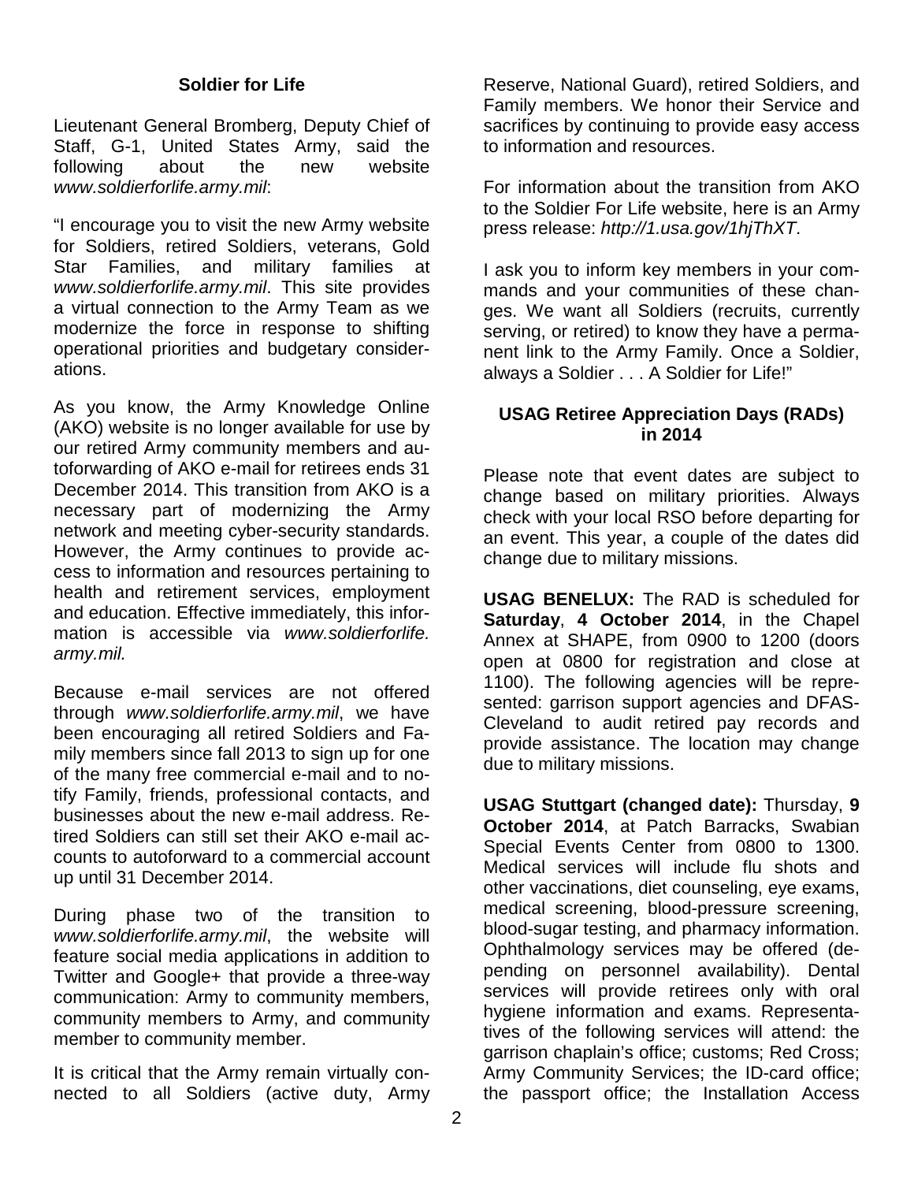## Soldier for Life

Lieutenant General Bromberg, Deputy Chief of Staff, G-1, United States Army, said the following about the new website *www.soldierforlife.army.mil*:

"I encourage you to visit the new Army website for Soldiers, retired Soldiers, veterans, Gold Star Families, and military families at *www.soldierforlife.army.mil*. This site provides a virtual connection to the Army Team as we modernize the force in response to shifting operational priorities and budgetary considerations.

As you know, the Army Knowledge Online (AKO) website is no longer available for use by our retired Army community members and autoforwarding of AKO e-mail for retirees ends 31 December 2014. This transition from AKO is a necessary part of modernizing the Army network and meeting cyber-security standards. However, the Army continues to provide access to information and resources pertaining to health and retirement services, employment and education. Effective immediately, this information is accessible via *www.soldierforlife.army.mil.*

Because e-mail services are not offered through *www.soldierforlife.army.mil*, we have been encouraging all retired Soldiers and Family members since fall 2013 to sign up for one of the many free commercial e-mail and to notify Family, friends, professional contacts, and businesses about the new e-mail address. Retired Soldiers can still set their AKO e-mail accounts to autoforward to a commercial account up until 31 December 2014.

During phase two of the transition to *www.soldierforlife.army.mil*, the website will feature social media applications in addition to Twitter and Google+ that provide a three-way communication: Army to community members, community members to Army, and community member to community member.

It is critical that the Army remain virtually connected to all Soldiers (active duty, Army Reserve, National Guard), retired Soldiers, and Family members. We honor their Service and sacrifices by continuing to provide easy access to information and resources.

For information about the transition from AKO to the Soldier For Life website, here is an Army press release: *http://1.usa.gov/1hjThXT*.

I ask you to inform key members in your commands and your communities of these changes. We want all Soldiers (recruits, currently serving, or retired) to know they have a permanent link to the Army Family. Once a Soldier, always a Soldier . . . A Soldier for Life!"

## USAG Retiree Appreciation Days (RADs) in 2014

Please note that event dates are subject to change based on military priorities. Always check with your local RSO before departing for an event. This year, a couple of the dates did change due to military missions.

**USAG BENELUX:** The RAD is scheduled for **Saturday**, **4 October 2014**, in the Chapel Annex at SHAPE, from 0900 to 1200 (doors open at 0800 for registration and close at 1100). The following agencies will be represented: garrison support agencies and DFAS-Cleveland to audit retired pay records and provide assistance. The location may change due to military missions.

**USAG Stuttgart (changed date):** Thursday, **9 October 2014**, at Patch Barracks, Swabian Special Events Center from 0800 to 1300. Medical services will include flu shots and other vaccinations, diet counseling, eye exams, medical screening, blood-pressure screening, blood-sugar testing, and pharmacy information. Ophthalmology services may be offered (depending on personnel availability). Dental services will provide retirees only with oral hygiene information and exams. Representatives of the following services will attend: the garrison chaplain's office; customs; Red Cross; Army Community Services; the ID-card office; the passport office; the Installation Access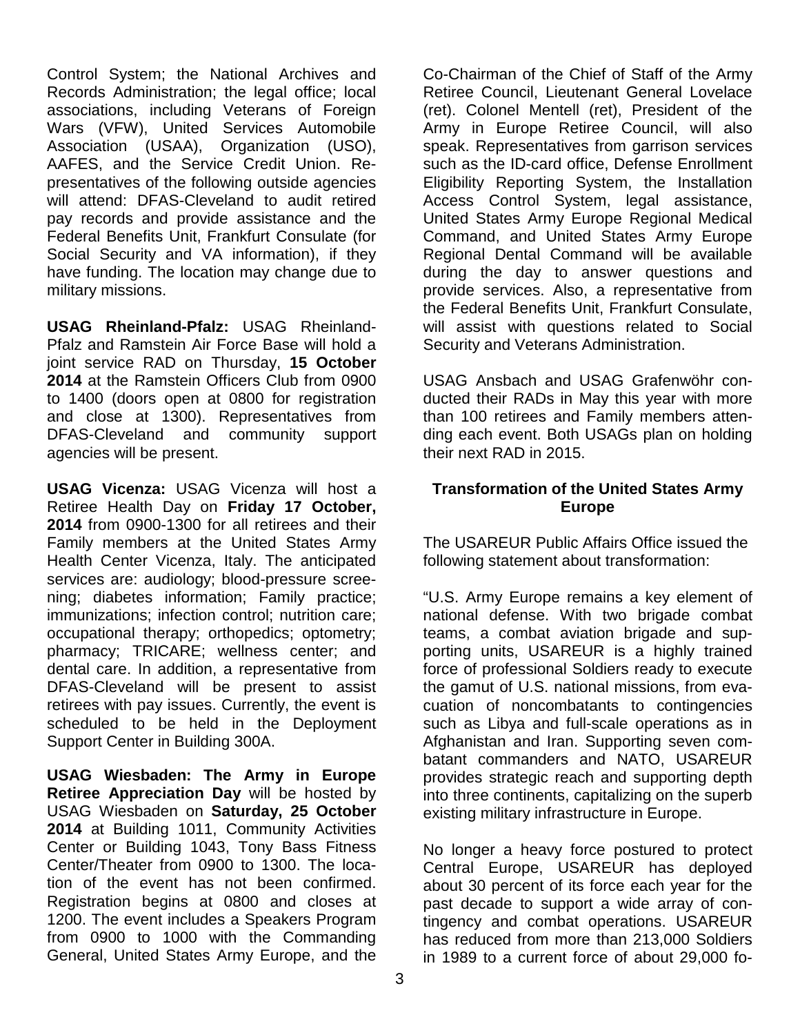Control System; the National Archives and Records Administration; the legal office; local associations, including Veterans of Foreign Wars (VFW), United Services Automobile Association (USAA), Organization (USO), AAFES, and the Service Credit Union. Representatives of the following outside agencies will attend: DFAS-Cleveland to audit retired pay records and provide assistance and the Federal Benefits Unit, Frankfurt Consulate (for Social Security and VA information), if they have funding. The location may change due to military missions.

**USAG Rheinland-Pfalz:** USAG Rheinland-Pfalz and Ramstein Air Force Base will hold a joint service RAD on Thursday, **15 October 2014** at the Ramstein Officers Club from 0900 to 1400 (doors open at 0800 for registration and close at 1300). Representatives from DFAS-Cleveland and community support agencies will be present.

**USAG Vicenza:** USAG Vicenza will host a Retiree Health Day on **Friday 17 October, 2014** from 0900-1300 for all retirees and their Family members at the United States Army Health Center Vicenza, Italy. The anticipated services are: audiology; blood-pressure screening; diabetes information; Family practice; immunizations; infection control; nutrition care; occupational therapy; orthopedics; optometry; pharmacy; TRICARE; wellness center; and dental care. In addition, a representative from DFAS-Cleveland will be present to assist retirees with pay issues. Currently, the event is scheduled to be held in the Deployment Support Center in Building 300A.

**USAG Wiesbaden: The Army in Europe Retiree Appreciation Day** will be hosted by USAG Wiesbaden on **Saturday, 25 October 2014** at Building 1011, Community Activities Center or Building 1043, Tony Bass Fitness Center/Theater from 0900 to 1300. The location of the event has not been confirmed. Registration begins at 0800 and closes at 1200. The event includes a Speakers Program from 0900 to 1000 with the Commanding General, United States Army Europe, and the Co-Chairman of the Chief of Staff of the Army Retiree Council, Lieutenant General Lovelace (ret). Colonel Mentell (ret), President of the Army in Europe Retiree Council, will also speak. Representatives from garrison services such as the ID-card office, Defense Enrollment Eligibility Reporting System, the Installation Access Control System, legal assistance, United States Army Europe Regional Medical Command, and United States Army Europe Regional Dental Command will be available during the day to answer questions and provide services. Also, a representative from the Federal Benefits Unit, Frankfurt Consulate, will assist with questions related to Social Security and Veterans Administration.

USAG Ansbach and USAG Grafenwöhr conducted their RADs in May this year with more than 100 retirees and Family members attending each event. Both USAGs plan on holding their next RAD in 2015.

### Transformation of the United States Army Europe

The USAREUR Public Affairs Office issued the following statement about transformation:

"U.S. Army Europe remains a key element of national defense. With two brigade combat teams, a combat aviation brigade and supporting units, USAREUR is a highly trained force of professional Soldiers ready to execute the gamut of U.S. national missions, from evacuation of noncombatants to contingencies such as Libya and full-scale operations as in Afghanistan and Iran. Supporting seven combatant commanders and NATO, USAREUR provides strategic reach and supporting depth into three continents, capitalizing on the superb existing military infrastructure in Europe.

No longer a heavy force postured to protect Central Europe, USAREUR has deployed about 30 percent of its force each year for the past decade to support a wide array of contingency and combat operations. USAREUR has reduced from more than 213,000 Soldiers in 1989 to a current force of about 29,000 fo-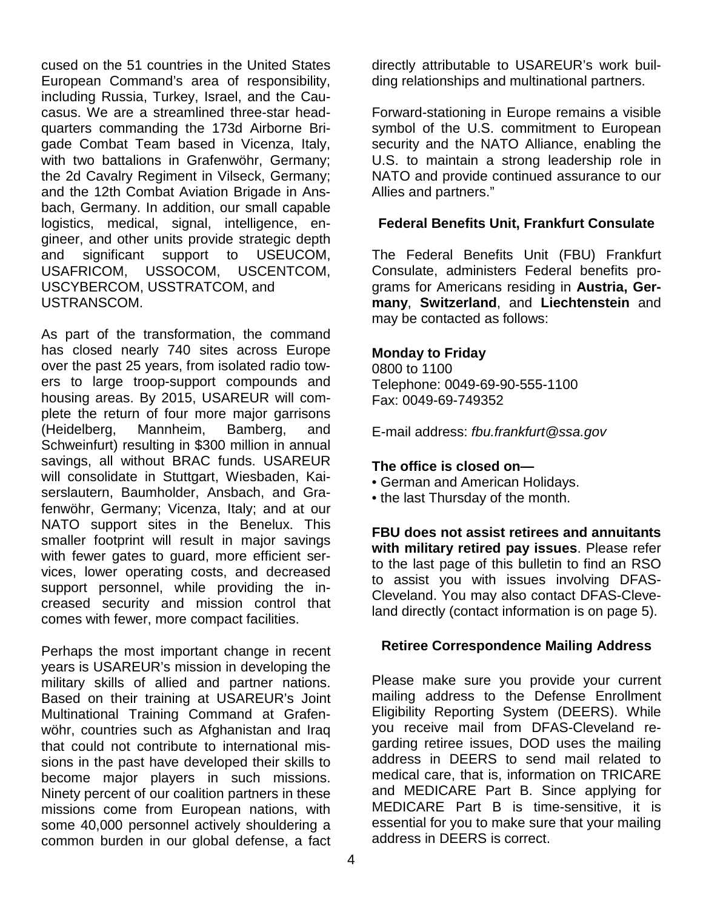cused on the 51 countries in the United States European Command's area of responsibility, including Russia, Turkey, Israel, and the Caucasus. We are a streamlined three-star headquarters commanding the 173d Airborne Brigade Combat Team based in Vicenza, Italy, with two battalions in Grafenwöhr, Germany; the 2d Cavalry Regiment in Vilseck, Germany; and the 12th Combat Aviation Brigade in Ansbach, Germany. In addition, our small capable logistics, medical, signal, intelligence, engineer, and other units provide strategic depth and significant support to USEUCOM, USAFRICOM, USSOCOM, USCENTCOM, USCYBERCOM, USSTRATCOM, and USTRANSCOM.

As part of the transformation, the command has closed nearly 740 sites across Europe over the past 25 years, from isolated radio towers to large troop-support compounds and housing areas. By 2015, USAREUR will complete the return of four more major garrisons (Heidelberg, Mannheim, Bamberg, and Schweinfurt) resulting in $300 million in annual savings, all without BRAC funds. USAREUR will consolidate in Stuttgart, Wiesbaden, Kaiserslautern, Baumholder, Ansbach, and Grafenwöhr, Germany; Vicenza, Italy; and at our NATO support sites in the Benelux. This smaller footprint will result in major savings with fewer gates to guard, more efficient services, lower operating costs, and decreased support personnel, while providing the increased security and mission control that comes with fewer, more compact facilities.

Perhaps the most important change in recent years is USAREUR's mission in developing the military skills of allied and partner nations. Based on their training at USAREUR's Joint Multinational Training Command at Grafenwöhr, countries such as Afghanistan and Iraq that could not contribute to international missions in the past have developed their skills to become major players in such missions. Ninety percent of our coalition partners in these missions come from European nations, with some 40,000 personnel actively shouldering a common burden in our global defense, a fact directly attributable to USAREUR's work building relationships and multinational partners.

Forward-stationing in Europe remains a visible symbol of the U.S. commitment to European security and the NATO Alliance, enabling the U.S. to maintain a strong leadership role in NATO and provide continued assurance to our Allies and partners."

## Federal Benefits Unit, Frankfurt Consulate

The Federal Benefits Unit (FBU) Frankfurt Consulate, administers Federal benefits programs for Americans residing in **Austria, Germany**, **Switzerland**, and **Liechtenstein** and may be contacted as follows:

**Monday to Friday**
0800 to 1100
Telephone: 0049-69-90-555-1100
Fax: 0049-69-749352

E-mail address: *fbu.frankfurt@ssa.gov*

**The office is closed on—**

- German and American Holidays.
- the last Thursday of the month.

**FBU does not assist retirees and annuitants with military retired pay issues**. Please refer to the last page of this bulletin to find an RSO to assist you with issues involving DFAS-Cleveland. You may also contact DFAS-Cleveland directly (contact information is on page 5).

## Retiree Correspondence Mailing Address

Please make sure you provide your current mailing address to the Defense Enrollment Eligibility Reporting System (DEERS). While you receive mail from DFAS-Cleveland regarding retiree issues, DOD uses the mailing address in DEERS to send mail related to medical care, that is, information on TRICARE and MEDICARE Part B. Since applying for MEDICARE Part B is time-sensitive, it is essential for you to make sure that your mailing address in DEERS is correct.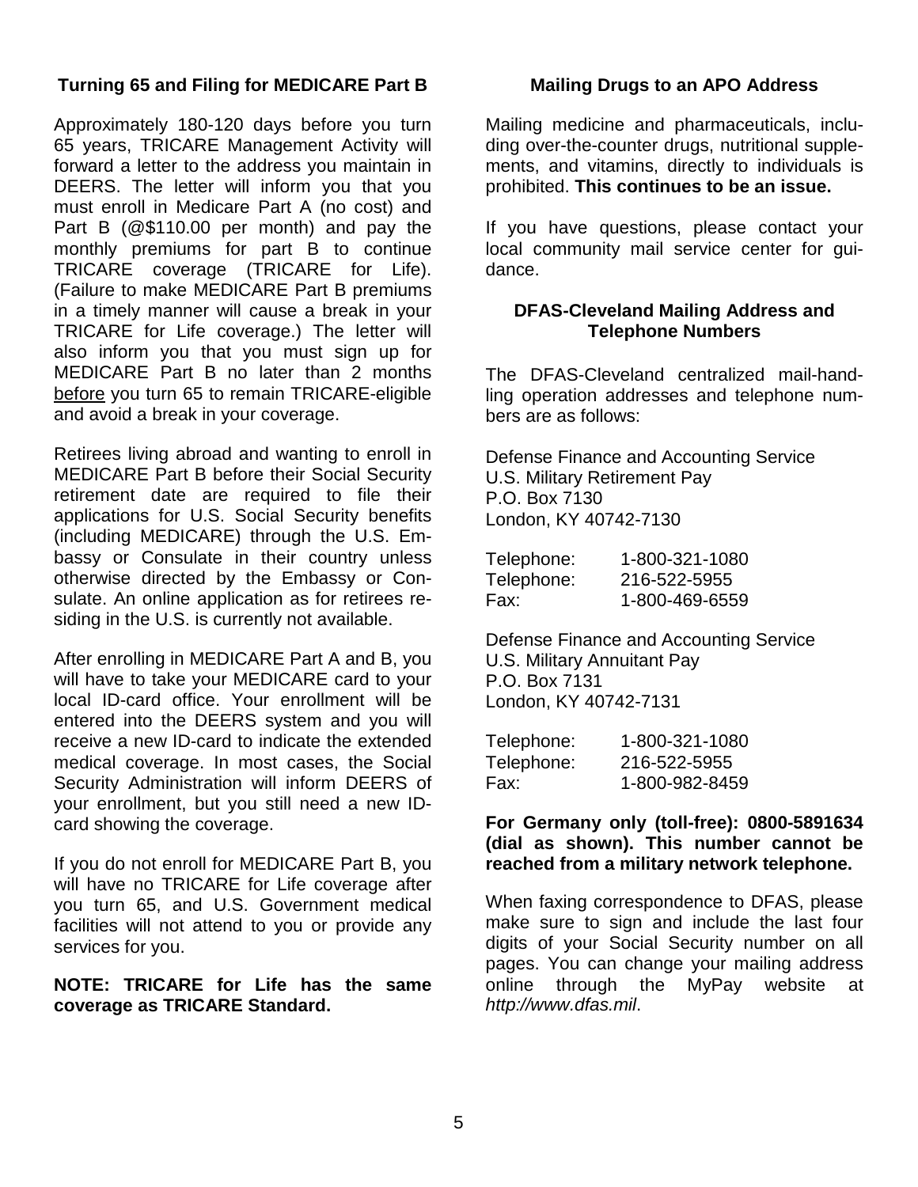## Turning 65 and Filing for MEDICARE Part B

Approximately 180-120 days before you turn 65 years, TRICARE Management Activity will forward a letter to the address you maintain in DEERS. The letter will inform you that you must enroll in Medicare Part A (no cost) and Part B (@$110.00 per month) and pay the monthly premiums for part B to continue TRICARE coverage (TRICARE for Life). (Failure to make MEDICARE Part B premiums in a timely manner will cause a break in your TRICARE for Life coverage.) The letter will also inform you that you must sign up for MEDICARE Part B no later than 2 months before you turn 65 to remain TRICARE-eligible and avoid a break in your coverage.

Retirees living abroad and wanting to enroll in MEDICARE Part B before their Social Security retirement date are required to file their applications for U.S. Social Security benefits (including MEDICARE) through the U.S. Embassy or Consulate in their country unless otherwise directed by the Embassy or Consulate. An online application as for retirees residing in the U.S. is currently not available.

After enrolling in MEDICARE Part A and B, you will have to take your MEDICARE card to your local ID-card office. Your enrollment will be entered into the DEERS system and you will receive a new ID-card to indicate the extended medical coverage. In most cases, the Social Security Administration will inform DEERS of your enrollment, but you still need a new ID-card showing the coverage.

If you do not enroll for MEDICARE Part B, you will have no TRICARE for Life coverage after you turn 65, and U.S. Government medical facilities will not attend to you or provide any services for you.

**NOTE: TRICARE for Life has the same coverage as TRICARE Standard.**

## Mailing Drugs to an APO Address

Mailing medicine and pharmaceuticals, including over-the-counter drugs, nutritional supplements, and vitamins, directly to individuals is prohibited. **This continues to be an issue.**

If you have questions, please contact your local community mail service center for guidance.

## DFAS-Cleveland Mailing Address and Telephone Numbers

The DFAS-Cleveland centralized mail-handling operation addresses and telephone numbers are as follows:

Defense Finance and Accounting Service
U.S. Military Retirement Pay
P.O. Box 7130
London, KY 40742-7130

| | |
|---|---|
| Telephone: | 1-800-321-1080 |
| Telephone: | 216-522-5955 |
| Fax: | 1-800-469-6559 |

Defense Finance and Accounting Service
U.S. Military Annuitant Pay
P.O. Box 7131
London, KY 40742-7131

| | |
|---|---|
| Telephone: | 1-800-321-1080 |
| Telephone: | 216-522-5955 |
| Fax: | 1-800-982-8459 |

**For Germany only (toll-free): 0800-5891634 (dial as shown). This number cannot be reached from a military network telephone.**

When faxing correspondence to DFAS, please make sure to sign and include the last four digits of your Social Security number on all pages. You can change your mailing address online through the MyPay website at *http://www.dfas.mil*.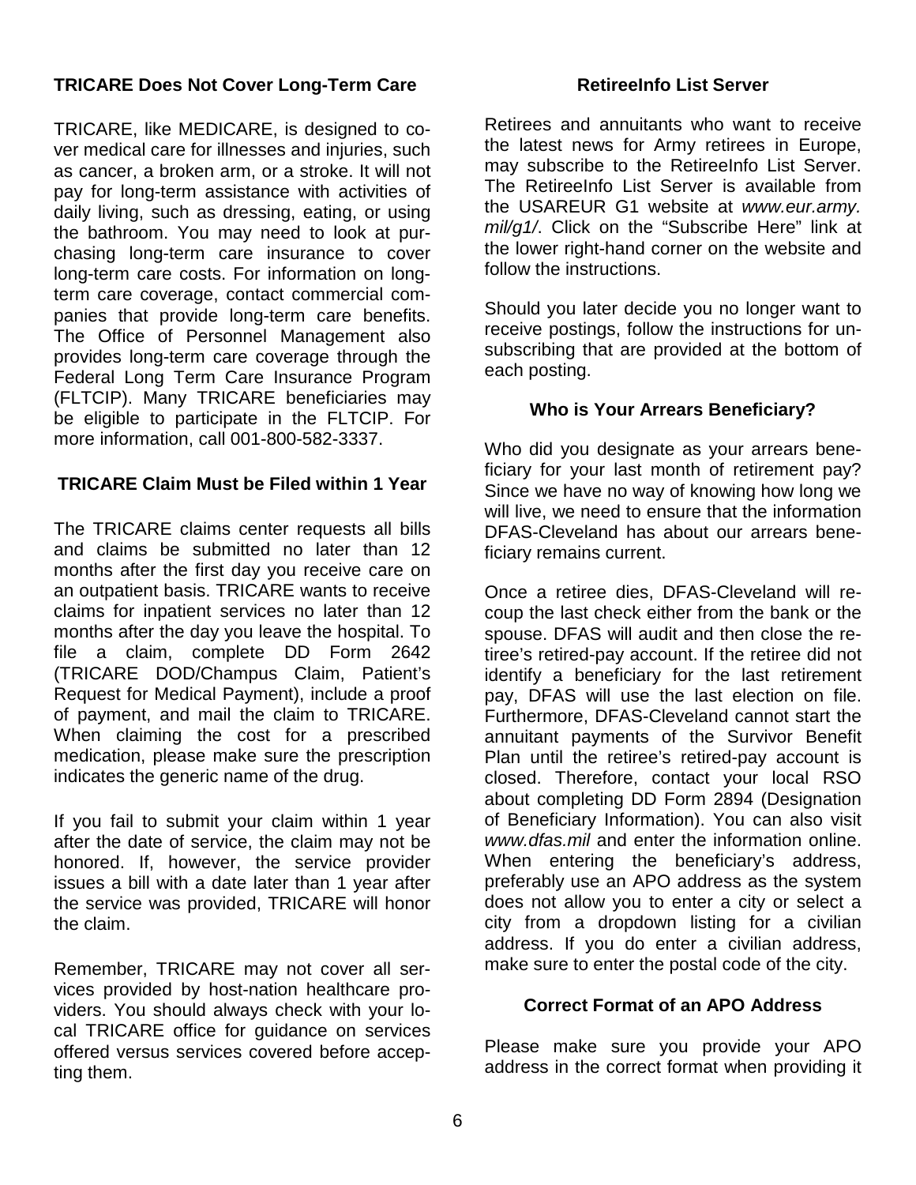## TRICARE Does Not Cover Long-Term Care

TRICARE, like MEDICARE, is designed to cover medical care for illnesses and injuries, such as cancer, a broken arm, or a stroke. It will not pay for long-term assistance with activities of daily living, such as dressing, eating, or using the bathroom. You may need to look at purchasing long-term care insurance to cover long-term care costs. For information on long-term care coverage, contact commercial companies that provide long-term care benefits. The Office of Personnel Management also provides long-term care coverage through the Federal Long Term Care Insurance Program (FLTCIP). Many TRICARE beneficiaries may be eligible to participate in the FLTCIP. For more information, call 001-800-582-3337.

## TRICARE Claim Must be Filed within 1 Year

The TRICARE claims center requests all bills and claims be submitted no later than 12 months after the first day you receive care on an outpatient basis. TRICARE wants to receive claims for inpatient services no later than 12 months after the day you leave the hospital. To file a claim, complete DD Form 2642 (TRICARE DOD/Champus Claim, Patient's Request for Medical Payment), include a proof of payment, and mail the claim to TRICARE. When claiming the cost for a prescribed medication, please make sure the prescription indicates the generic name of the drug.

If you fail to submit your claim within 1 year after the date of service, the claim may not be honored. If, however, the service provider issues a bill with a date later than 1 year after the service was provided, TRICARE will honor the claim.

Remember, TRICARE may not cover all services provided by host-nation healthcare providers. You should always check with your local TRICARE office for guidance on services offered versus services covered before accepting them.

## RetireeInfo List Server

Retirees and annuitants who want to receive the latest news for Army retirees in Europe, may subscribe to the RetireeInfo List Server. The RetireeInfo List Server is available from the USAREUR G1 website at *www.eur.army.mil/g1/*. Click on the "Subscribe Here" link at the lower right-hand corner on the website and follow the instructions.

Should you later decide you no longer want to receive postings, follow the instructions for unsubscribing that are provided at the bottom of each posting.

## Who is Your Arrears Beneficiary?

Who did you designate as your arrears beneficiary for your last month of retirement pay? Since we have no way of knowing how long we will live, we need to ensure that the information DFAS-Cleveland has about our arrears beneficiary remains current.

Once a retiree dies, DFAS-Cleveland will recoup the last check either from the bank or the spouse. DFAS will audit and then close the retiree's retired-pay account. If the retiree did not identify a beneficiary for the last retirement pay, DFAS will use the last election on file. Furthermore, DFAS-Cleveland cannot start the annuitant payments of the Survivor Benefit Plan until the retiree's retired-pay account is closed. Therefore, contact your local RSO about completing DD Form 2894 (Designation of Beneficiary Information). You can also visit *www.dfas.mil* and enter the information online. When entering the beneficiary's address, preferably use an APO address as the system does not allow you to enter a city or select a city from a dropdown listing for a civilian address. If you do enter a civilian address, make sure to enter the postal code of the city.

## Correct Format of an APO Address

Please make sure you provide your APO address in the correct format when providing it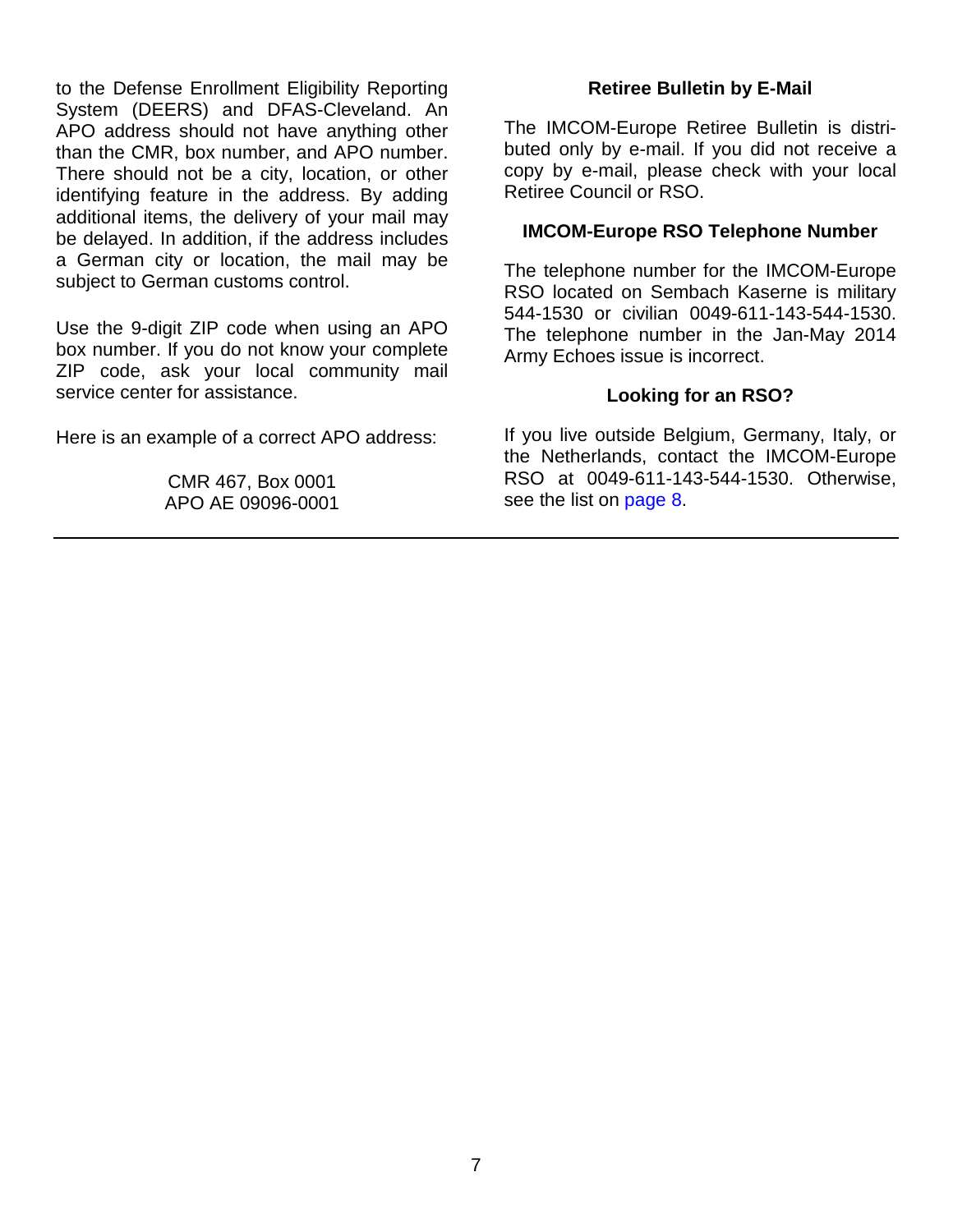to the Defense Enrollment Eligibility Reporting System (DEERS) and DFAS-Cleveland. An APO address should not have anything other than the CMR, box number, and APO number. There should not be a city, location, or other identifying feature in the address. By adding additional items, the delivery of your mail may be delayed. In addition, if the address includes a German city or location, the mail may be subject to German customs control.

Use the 9-digit ZIP code when using an APO box number. If you do not know your complete ZIP code, ask your local community mail service center for assistance.

Here is an example of a correct APO address:

CMR 467, Box 0001
APO AE 09096-0001

### Retiree Bulletin by E-Mail

The IMCOM-Europe Retiree Bulletin is distributed only by e-mail. If you did not receive a copy by e-mail, please check with your local Retiree Council or RSO.

### IMCOM-Europe RSO Telephone Number

The telephone number for the IMCOM-Europe RSO located on Sembach Kaserne is military 544-1530 or civilian 0049-611-143-544-1530. The telephone number in the Jan-May 2014 Army Echoes issue is incorrect.

### Looking for an RSO?

If you live outside Belgium, Germany, Italy, or the Netherlands, contact the IMCOM-Europe RSO at 0049-611-143-544-1530. Otherwise, see the list on page 8.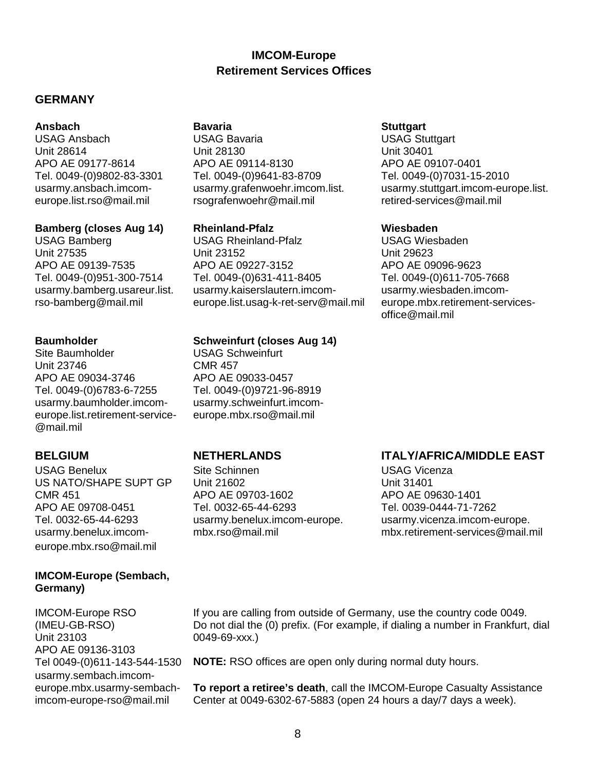# IMCOM-Europe
# Retirement Services Offices

## GERMANY

**Ansbach**
USAG Ansbach
Unit 28614
APO AE 09177-8614
Tel. 0049-(0)9802-83-3301
usarmy.ansbach.imcom-europe.list.rso@mail.mil

**Bamberg (closes Aug 14)**
USAG Bamberg
Unit 27535
APO AE 09139-7535
Tel. 0049-(0)951-300-7514
usarmy.bamberg.usareur.list.rso-bamberg@mail.mil

**Baumholder**
Site Baumholder
Unit 23746
APO AE 09034-3746
Tel. 0049-(0)6783-6-7255
usarmy.baumholder.imcom-europe.list.retirement-service-@mail.mil

**Bavaria**
USAG Bavaria
Unit 28130
APO AE 09114-8130
Tel. 0049-(0)9641-83-8709
usarmy.grafenwoehr.imcom.list.rsografenwoehr@mail.mil

**Rheinland-Pfalz**
USAG Rheinland-Pfalz
Unit 23152
APO AE 09227-3152
Tel. 0049-(0)631-411-8405
usarmy.kaiserslautern.imcom-europe.list.usag-k-ret-serv@mail.mil

**Schweinfurt (closes Aug 14)**
USAG Schweinfurt
CMR 457
APO AE 09033-0457
Tel. 0049-(0)9721-96-8919
usarmy.schweinfurt.imcom-europe.mbx.rso@mail.mil

**Stuttgart**
USAG Stuttgart
Unit 30401
APO AE 09107-0401
Tel. 0049-(0)7031-15-2010
usarmy.stuttgart.imcom-europe.list.retired-services@mail.mil

**Wiesbaden**
USAG Wiesbaden
Unit 29623
APO AE 09096-9623
Tel. 0049-(0)611-705-7668
usarmy.wiesbaden.imcom-europe.mbx.retirement-services-office@mail.mil

## BELGIUM

USAG Benelux
US NATO/SHAPE SUPT GP
CMR 451
APO AE 09708-0451
Tel. 0032-65-44-6293
usarmy.benelux.imcom-europe.mbx.rso@mail.mil

## NETHERLANDS

Site Schinnen
Unit 21602
APO AE 09703-1602
Tel. 0032-65-44-6293
usarmy.benelux.imcom-europe.mbx.rso@mail.mil

## ITALY/AFRICA/MIDDLE EAST

USAG Vicenza
Unit 31401
APO AE 09630-1401
Tel. 0039-0444-71-7262
usarmy.vicenza.imcom-europe.mbx.retirement-services@mail.mil

**IMCOM-Europe (Sembach, Germany)**

IMCOM-Europe RSO
(IMEU-GB-RSO)
Unit 23103
APO AE 09136-3103
Tel 0049-(0)611-143-544-1530
usarmy.sembach.imcom-europe.mbx.usarmy-sembach-imcom-europe-rso@mail.mil

If you are calling from outside of Germany, use the country code 0049. Do not dial the (0) prefix. (For example, if dialing a number in Frankfurt, dial 0049-69-xxx.)

**NOTE:** RSO offices are open only during normal duty hours.

**To report a retiree's death**, call the IMCOM-Europe Casualty Assistance Center at 0049-6302-67-5883 (open 24 hours a day/7 days a week).